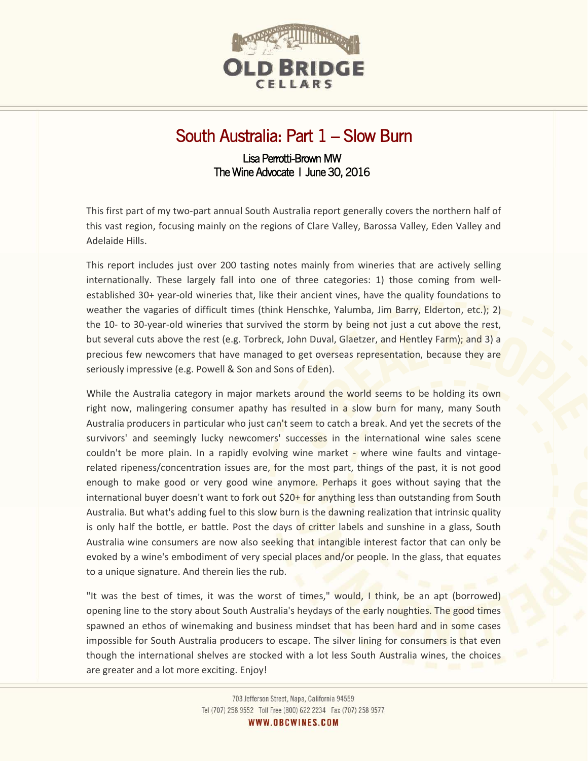# South Australia: Part 1 – Slow Burn

Lisa Perrotti-Brown MW
The Wine Advocate | June 30, 2016

This first part of my two-part annual South Australia report generally covers the northern half of this vast region, focusing mainly on the regions of Clare Valley, Barossa Valley, Eden Valley and Adelaide Hills.

This report includes just over 200 tasting notes mainly from wineries that are actively selling internationally. These largely fall into one of three categories: 1) those coming from well-established 30+ year-old wineries that, like their ancient vines, have the quality foundations to weather the vagaries of difficult times (think Henschke, Yalumba, Jim Barry, Elderton, etc.); 2) the 10- to 30-year-old wineries that survived the storm by being not just a cut above the rest, but several cuts above the rest (e.g. Torbreck, John Duval, Glaetzer, and Hentley Farm); and 3) a precious few newcomers that have managed to get overseas representation, because they are seriously impressive (e.g. Powell & Son and Sons of Eden).

While the Australia category in major markets around the world seems to be holding its own right now, malingering consumer apathy has resulted in a slow burn for many, many South Australia producers in particular who just can't seem to catch a break. And yet the secrets of the survivors' and seemingly lucky newcomers' successes in the international wine sales scene couldn't be more plain. In a rapidly evolving wine market - where wine faults and vintage-related ripeness/concentration issues are, for the most part, things of the past, it is not good enough to make good or very good wine anymore. Perhaps it goes without saying that the international buyer doesn't want to fork out $20+ for anything less than outstanding from South Australia. But what's adding fuel to this slow burn is the dawning realization that intrinsic quality is only half the bottle, er battle. Post the days of critter labels and sunshine in a glass, South Australia wine consumers are now also seeking that intangible interest factor that can only be evoked by a wine's embodiment of very special places and/or people. In the glass, that equates to a unique signature. And therein lies the rub.

"It was the best of times, it was the worst of times," would, I think, be an apt (borrowed) opening line to the story about South Australia's heydays of the early noughties. The good times spawned an ethos of winemaking and business mindset that has been hard and in some cases impossible for South Australia producers to escape. The silver lining for consumers is that even though the international shelves are stocked with a lot less South Australia wines, the choices are greater and a lot more exciting. Enjoy!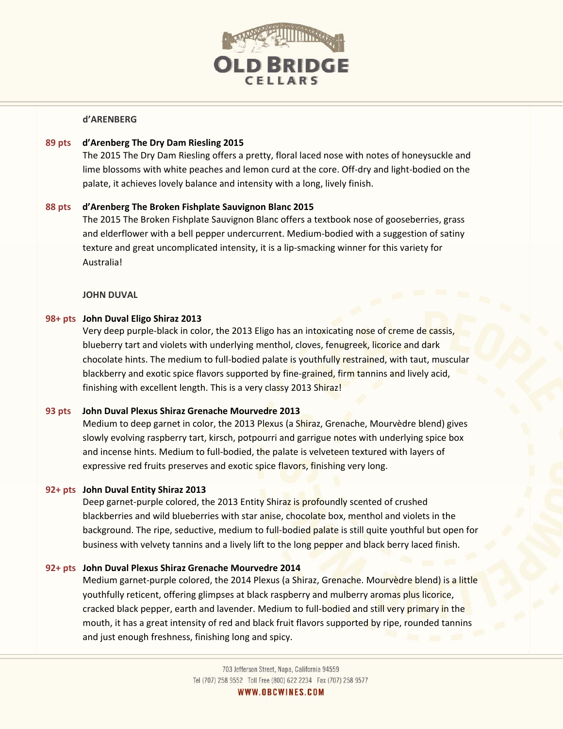## d'ARENBERG

**89 pts** **d'Arenberg The Dry Dam Riesling 2015**

The 2015 The Dry Dam Riesling offers a pretty, floral laced nose with notes of honeysuckle and lime blossoms with white peaches and lemon curd at the core. Off-dry and light-bodied on the palate, it achieves lovely balance and intensity with a long, lively finish.

**88 pts** **d'Arenberg The Broken Fishplate Sauvignon Blanc 2015**

The 2015 The Broken Fishplate Sauvignon Blanc offers a textbook nose of gooseberries, grass and elderflower with a bell pepper undercurrent. Medium-bodied with a suggestion of satiny texture and great uncomplicated intensity, it is a lip-smacking winner for this variety for Australia!

## JOHN DUVAL

**98+ pts** **John Duval Eligo Shiraz 2013**

Very deep purple-black in color, the 2013 Eligo has an intoxicating nose of creme de cassis, blueberry tart and violets with underlying menthol, cloves, fenugreek, licorice and dark chocolate hints. The medium to full-bodied palate is youthfully restrained, with taut, muscular blackberry and exotic spice flavors supported by fine-grained, firm tannins and lively acid, finishing with excellent length. This is a very classy 2013 Shiraz!

**93 pts** **John Duval Plexus Shiraz Grenache Mourvedre 2013**

Medium to deep garnet in color, the 2013 Plexus (a Shiraz, Grenache, Mourvèdre blend) gives slowly evolving raspberry tart, kirsch, potpourri and garrigue notes with underlying spice box and incense hints. Medium to full-bodied, the palate is velveteen textured with layers of expressive red fruits preserves and exotic spice flavors, finishing very long.

**92+ pts** **John Duval Entity Shiraz 2013**

Deep garnet-purple colored, the 2013 Entity Shiraz is profoundly scented of crushed blackberries and wild blueberries with star anise, chocolate box, menthol and violets in the background. The ripe, seductive, medium to full-bodied palate is still quite youthful but open for business with velvety tannins and a lively lift to the long pepper and black berry laced finish.

**92+ pts** **John Duval Plexus Shiraz Grenache Mourvedre 2014**

Medium garnet-purple colored, the 2014 Plexus (a Shiraz, Grenache. Mourvèdre blend) is a little youthfully reticent, offering glimpses at black raspberry and mulberry aromas plus licorice, cracked black pepper, earth and lavender. Medium to full-bodied and still very primary in the mouth, it has a great intensity of red and black fruit flavors supported by ripe, rounded tannins and just enough freshness, finishing long and spicy.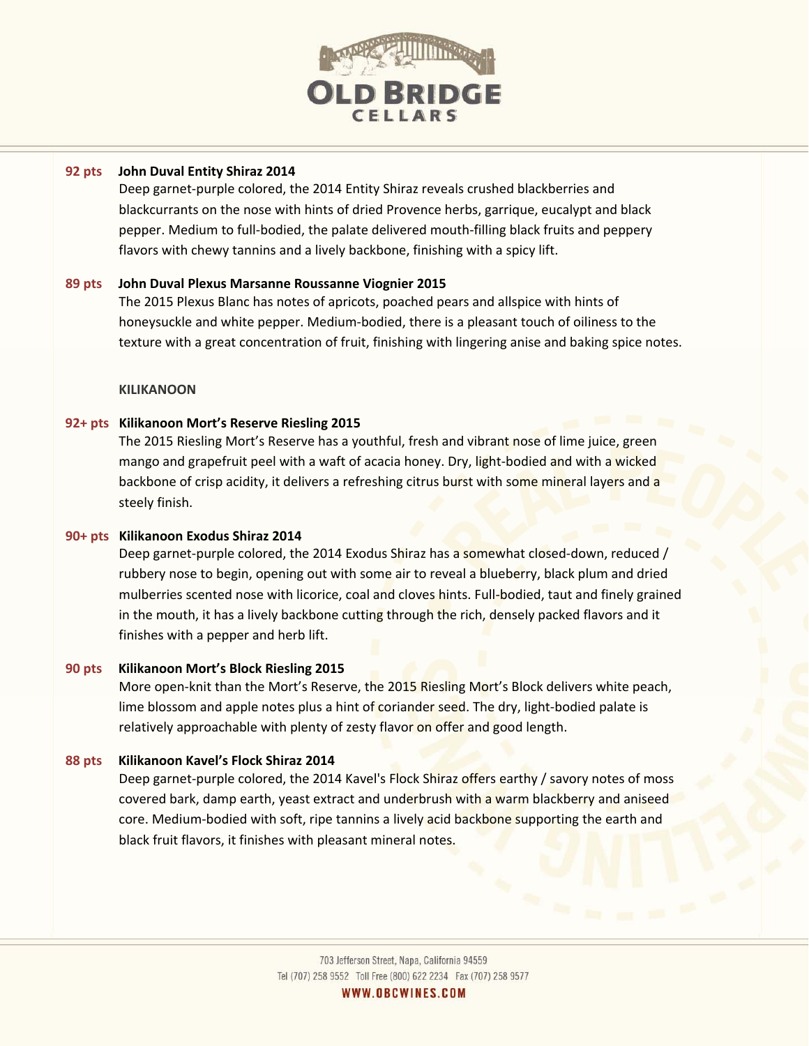**92 pts** **John Duval Entity Shiraz 2014**

Deep garnet-purple colored, the 2014 Entity Shiraz reveals crushed blackberries and blackcurrants on the nose with hints of dried Provence herbs, garrique, eucalypt and black pepper. Medium to full-bodied, the palate delivered mouth-filling black fruits and peppery flavors with chewy tannins and a lively backbone, finishing with a spicy lift.

**89 pts** **John Duval Plexus Marsanne Roussanne Viognier 2015**

The 2015 Plexus Blanc has notes of apricots, poached pears and allspice with hints of honeysuckle and white pepper. Medium-bodied, there is a pleasant touch of oiliness to the texture with a great concentration of fruit, finishing with lingering anise and baking spice notes.

**KILIKANOON**

**92+ pts** **Kilikanoon Mort's Reserve Riesling 2015**

The 2015 Riesling Mort's Reserve has a youthful, fresh and vibrant nose of lime juice, green mango and grapefruit peel with a waft of acacia honey. Dry, light-bodied and with a wicked backbone of crisp acidity, it delivers a refreshing citrus burst with some mineral layers and a steely finish.

**90+ pts** **Kilikanoon Exodus Shiraz 2014**

Deep garnet-purple colored, the 2014 Exodus Shiraz has a somewhat closed-down, reduced / rubbery nose to begin, opening out with some air to reveal a blueberry, black plum and dried mulberries scented nose with licorice, coal and cloves hints. Full-bodied, taut and finely grained in the mouth, it has a lively backbone cutting through the rich, densely packed flavors and it finishes with a pepper and herb lift.

**90 pts** **Kilikanoon Mort's Block Riesling 2015**

More open-knit than the Mort's Reserve, the 2015 Riesling Mort's Block delivers white peach, lime blossom and apple notes plus a hint of coriander seed. The dry, light-bodied palate is relatively approachable with plenty of zesty flavor on offer and good length.

**88 pts** **Kilikanoon Kavel's Flock Shiraz 2014**

Deep garnet-purple colored, the 2014 Kavel's Flock Shiraz offers earthy / savory notes of moss covered bark, damp earth, yeast extract and underbrush with a warm blackberry and aniseed core. Medium-bodied with soft, ripe tannins a lively acid backbone supporting the earth and black fruit flavors, it finishes with pleasant mineral notes.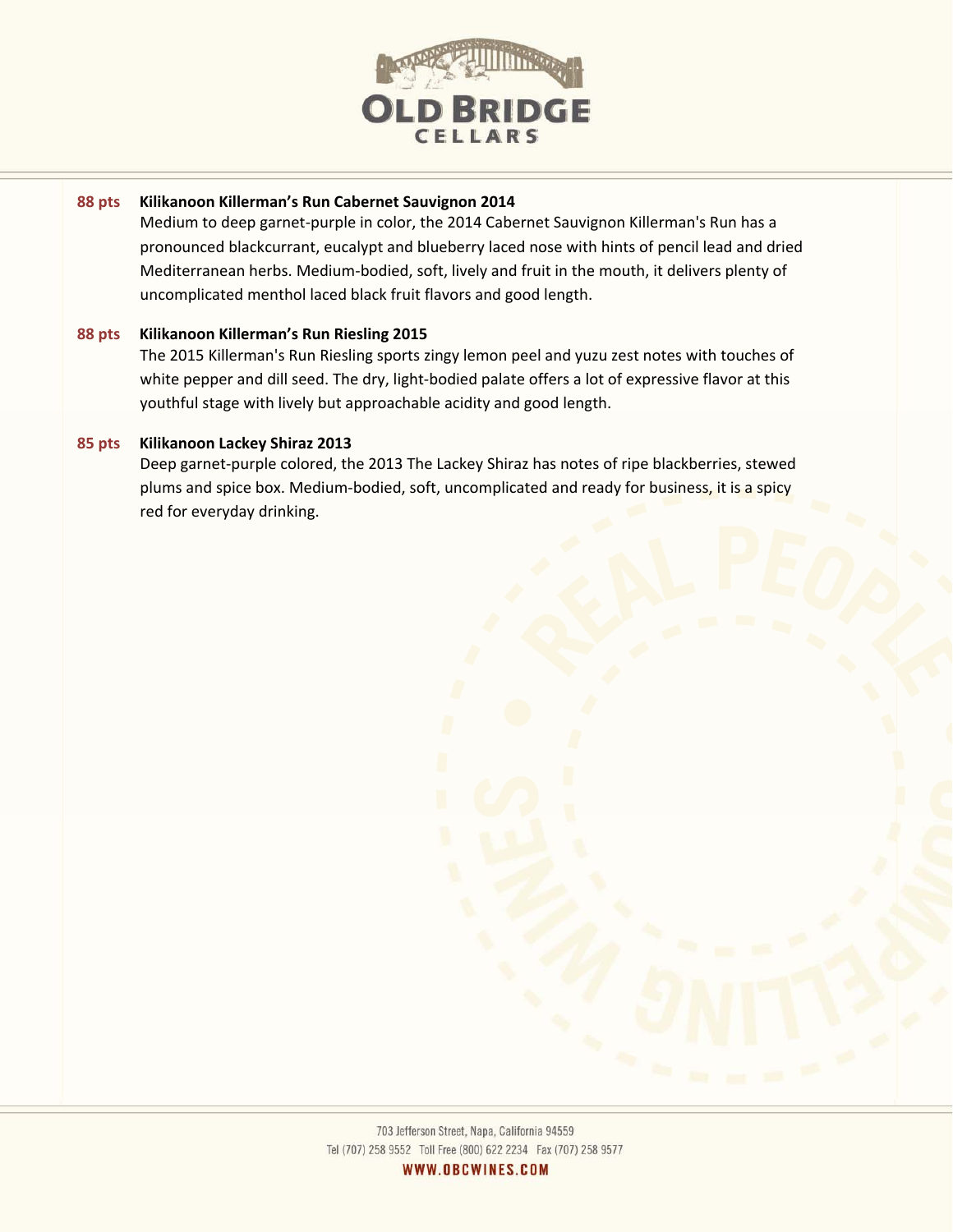**88 pts** **Kilikanoon Killerman's Run Cabernet Sauvignon 2014**

Medium to deep garnet-purple in color, the 2014 Cabernet Sauvignon Killerman's Run has a pronounced blackcurrant, eucalypt and blueberry laced nose with hints of pencil lead and dried Mediterranean herbs. Medium-bodied, soft, lively and fruit in the mouth, it delivers plenty of uncomplicated menthol laced black fruit flavors and good length.

**88 pts** **Kilikanoon Killerman's Run Riesling 2015**

The 2015 Killerman's Run Riesling sports zingy lemon peel and yuzu zest notes with touches of white pepper and dill seed. The dry, light-bodied palate offers a lot of expressive flavor at this youthful stage with lively but approachable acidity and good length.

**85 pts** **Kilikanoon Lackey Shiraz 2013**

Deep garnet-purple colored, the 2013 The Lackey Shiraz has notes of ripe blackberries, stewed plums and spice box. Medium-bodied, soft, uncomplicated and ready for business, it is a spicy red for everyday drinking.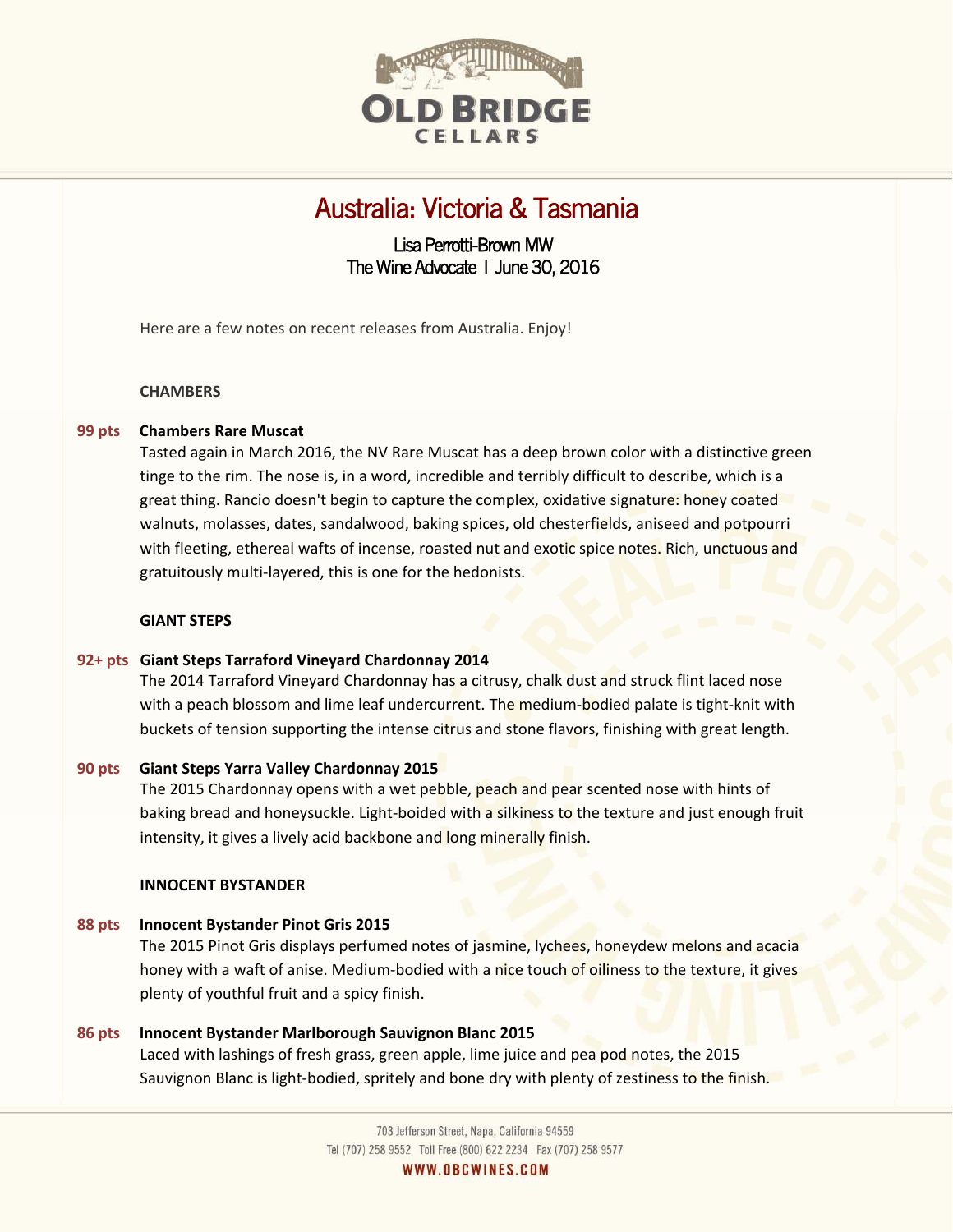# Australia: Victoria & Tasmania

Lisa Perrotti-Brown MW
The Wine Advocate | June 30, 2016

Here are a few notes on recent releases from Australia. Enjoy!

### CHAMBERS

**99 pts** **Chambers Rare Muscat**
Tasted again in March 2016, the NV Rare Muscat has a deep brown color with a distinctive green tinge to the rim. The nose is, in a word, incredible and terribly difficult to describe, which is a great thing. Rancio doesn't begin to capture the complex, oxidative signature: honey coated walnuts, molasses, dates, sandalwood, baking spices, old chesterfields, aniseed and potpourri with fleeting, ethereal wafts of incense, roasted nut and exotic spice notes. Rich, unctuous and gratuitously multi-layered, this is one for the hedonists.

### GIANT STEPS

**92+ pts** **Giant Steps Tarraford Vineyard Chardonnay 2014**
The 2014 Tarraford Vineyard Chardonnay has a citrusy, chalk dust and struck flint laced nose with a peach blossom and lime leaf undercurrent. The medium-bodied palate is tight-knit with buckets of tension supporting the intense citrus and stone flavors, finishing with great length.

**90 pts** **Giant Steps Yarra Valley Chardonnay 2015**
The 2015 Chardonnay opens with a wet pebble, peach and pear scented nose with hints of baking bread and honeysuckle. Light-boided with a silkiness to the texture and just enough fruit intensity, it gives a lively acid backbone and long minerally finish.

### INNOCENT BYSTANDER

**88 pts** **Innocent Bystander Pinot Gris 2015**
The 2015 Pinot Gris displays perfumed notes of jasmine, lychees, honeydew melons and acacia honey with a waft of anise. Medium-bodied with a nice touch of oiliness to the texture, it gives plenty of youthful fruit and a spicy finish.

**86 pts** **Innocent Bystander Marlborough Sauvignon Blanc 2015**
Laced with lashings of fresh grass, green apple, lime juice and pea pod notes, the 2015 Sauvignon Blanc is light-bodied, spritely and bone dry with plenty of zestiness to the finish.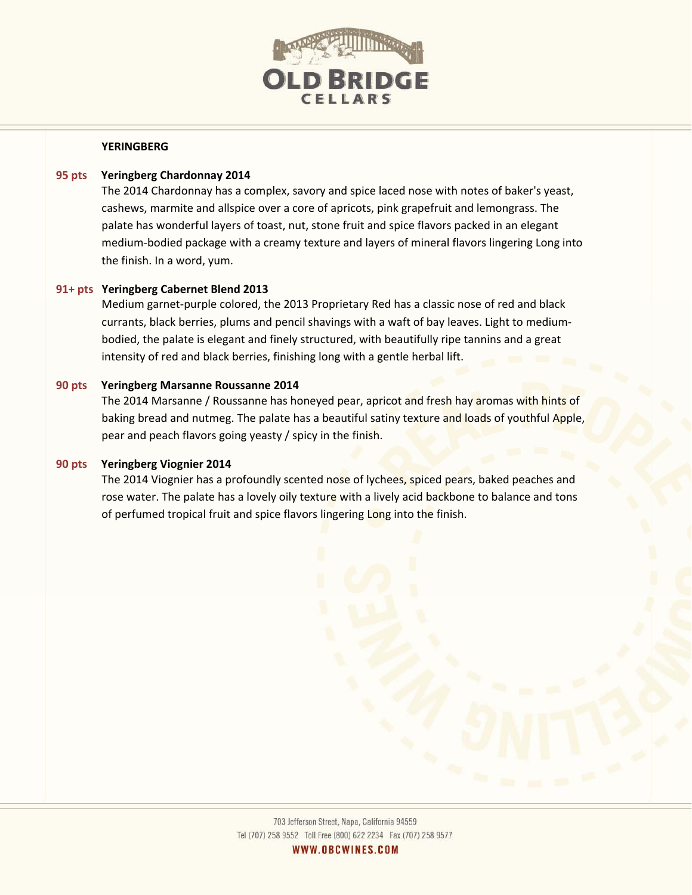**YERINGBERG**

**95 pts** **Yeringberg Chardonnay 2014**

The 2014 Chardonnay has a complex, savory and spice laced nose with notes of baker's yeast, cashews, marmite and allspice over a core of apricots, pink grapefruit and lemongrass. The palate has wonderful layers of toast, nut, stone fruit and spice flavors packed in an elegant medium-bodied package with a creamy texture and layers of mineral flavors lingering Long into the finish. In a word, yum.

**91+ pts** **Yeringberg Cabernet Blend 2013**

Medium garnet-purple colored, the 2013 Proprietary Red has a classic nose of red and black currants, black berries, plums and pencil shavings with a waft of bay leaves. Light to medium-bodied, the palate is elegant and finely structured, with beautifully ripe tannins and a great intensity of red and black berries, finishing long with a gentle herbal lift.

**90 pts** **Yeringberg Marsanne Roussanne 2014**

The 2014 Marsanne / Roussanne has honeyed pear, apricot and fresh hay aromas with hints of baking bread and nutmeg. The palate has a beautiful satiny texture and loads of youthful Apple, pear and peach flavors going yeasty / spicy in the finish.

**90 pts** **Yeringberg Viognier 2014**

The 2014 Viognier has a profoundly scented nose of lychees, spiced pears, baked peaches and rose water. The palate has a lovely oily texture with a lively acid backbone to balance and tons of perfumed tropical fruit and spice flavors lingering Long into the finish.